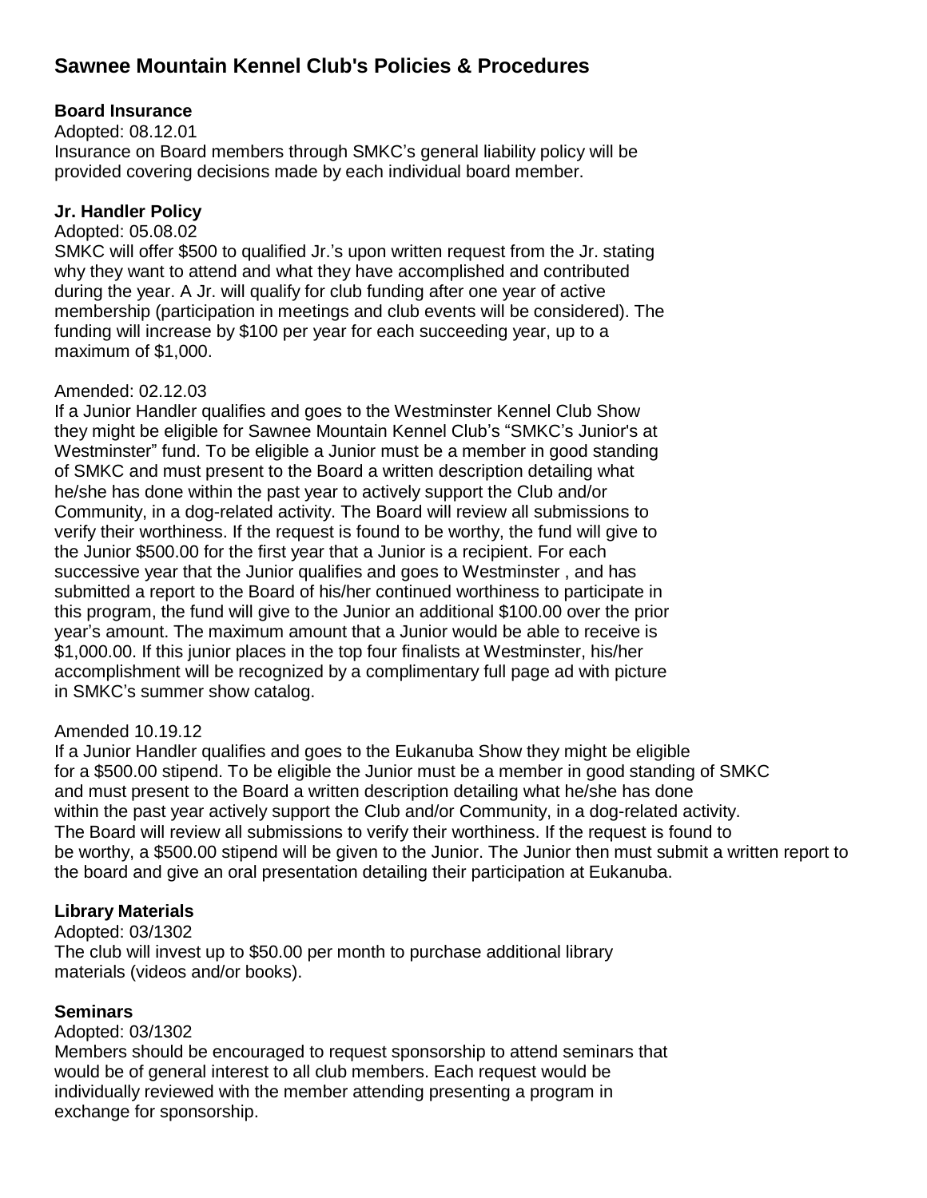# Sawnee Mountain Kennel Club's Policies & Procedures

## Board Insurance

Adopted: 08.12.01

Insurance on Board members through SMKC's general liability policy will be provided covering decisions made by each individual board member.

## Jr. Handler Policy

Adopted: 05.08.02

SMKC will offer $500 to qualified Jr.'s upon written request from the Jr. stating why they want to attend and what they have accomplished and contributed during the year. A Jr. will qualify for club funding after one year of active membership (participation in meetings and club events will be considered). The funding will increase by $100 per year for each succeeding year, up to a maximum of $1,000.

Amended: 02.12.03

If a Junior Handler qualifies and goes to the Westminster Kennel Club Show they might be eligible for Sawnee Mountain Kennel Club's "SMKC's Junior's at Westminster" fund. To be eligible a Junior must be a member in good standing of SMKC and must present to the Board a written description detailing what he/she has done within the past year to actively support the Club and/or Community, in a dog-related activity. The Board will review all submissions to verify their worthiness. If the request is found to be worthy, the fund will give to the Junior $500.00 for the first year that a Junior is a recipient. For each successive year that the Junior qualifies and goes to Westminster , and has submitted a report to the Board of his/her continued worthiness to participate in this program, the fund will give to the Junior an additional $100.00 over the prior year's amount. The maximum amount that a Junior would be able to receive is $1,000.00. If this junior places in the top four finalists at Westminster, his/her accomplishment will be recognized by a complimentary full page ad with picture in SMKC's summer show catalog.

Amended 10.19.12

If a Junior Handler qualifies and goes to the Eukanuba Show they might be eligible for a $500.00 stipend. To be eligible the Junior must be a member in good standing of SMKC and must present to the Board a written description detailing what he/she has done within the past year actively support the Club and/or Community, in a dog-related activity. The Board will review all submissions to verify their worthiness. If the request is found to be worthy, a $500.00 stipend will be given to the Junior. The Junior then must submit a written report to the board and give an oral presentation detailing their participation at Eukanuba.

## Library Materials

Adopted: 03/1302

The club will invest up to $50.00 per month to purchase additional library materials (videos and/or books).

## Seminars

Adopted: 03/1302

Members should be encouraged to request sponsorship to attend seminars that would be of general interest to all club members. Each request would be individually reviewed with the member attending presenting a program in exchange for sponsorship.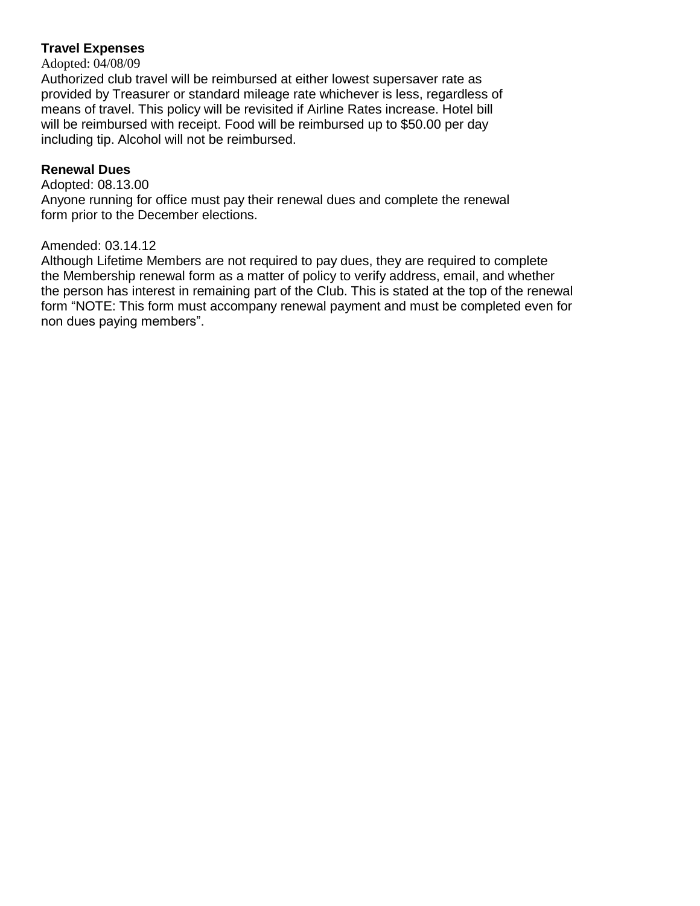**Travel Expenses**

Adopted: 04/08/09

Authorized club travel will be reimbursed at either lowest supersaver rate as provided by Treasurer or standard mileage rate whichever is less, regardless of means of travel. This policy will be revisited if Airline Rates increase. Hotel bill will be reimbursed with receipt. Food will be reimbursed up to $50.00 per day including tip. Alcohol will not be reimbursed.

**Renewal Dues**

Adopted: 08.13.00

Anyone running for office must pay their renewal dues and complete the renewal form prior to the December elections.

Amended: 03.14.12

Although Lifetime Members are not required to pay dues, they are required to complete the Membership renewal form as a matter of policy to verify address, email, and whether the person has interest in remaining part of the Club. This is stated at the top of the renewal form "NOTE: This form must accompany renewal payment and must be completed even for non dues paying members".